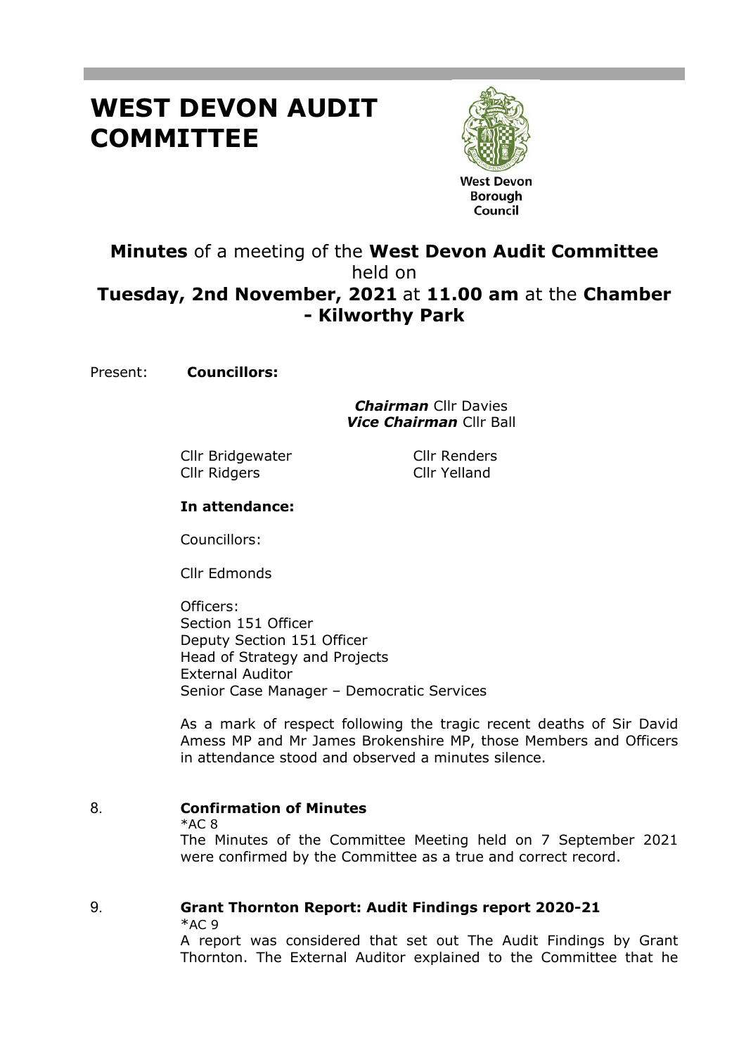# WEST DEVON AUDIT COMMITTEE

West Devon Borough Council

**Minutes** of a meeting of the **West Devon Audit Committee** held on **Tuesday, 2nd November, 2021** at **11.00 am** at the **Chamber - Kilworthy Park**

Present: **Councillors:**

***Chairman*** Cllr Davies
***Vice Chairman*** Cllr Ball

Cllr Bridgewater
Cllr Renders
Cllr Ridgers
Cllr Yelland

**In attendance:**

Councillors:

Cllr Edmonds

Officers:
Section 151 Officer
Deputy Section 151 Officer
Head of Strategy and Projects
External Auditor
Senior Case Manager – Democratic Services

As a mark of respect following the tragic recent deaths of Sir David Amess MP and Mr James Brokenshire MP, those Members and Officers in attendance stood and observed a minutes silence.

8. **Confirmation of Minutes**

*AC 8
The Minutes of the Committee Meeting held on 7 September 2021 were confirmed by the Committee as a true and correct record.

9. **Grant Thornton Report: Audit Findings report 2020-21**

*AC 9
A report was considered that set out The Audit Findings by Grant Thornton. The External Auditor explained to the Committee that he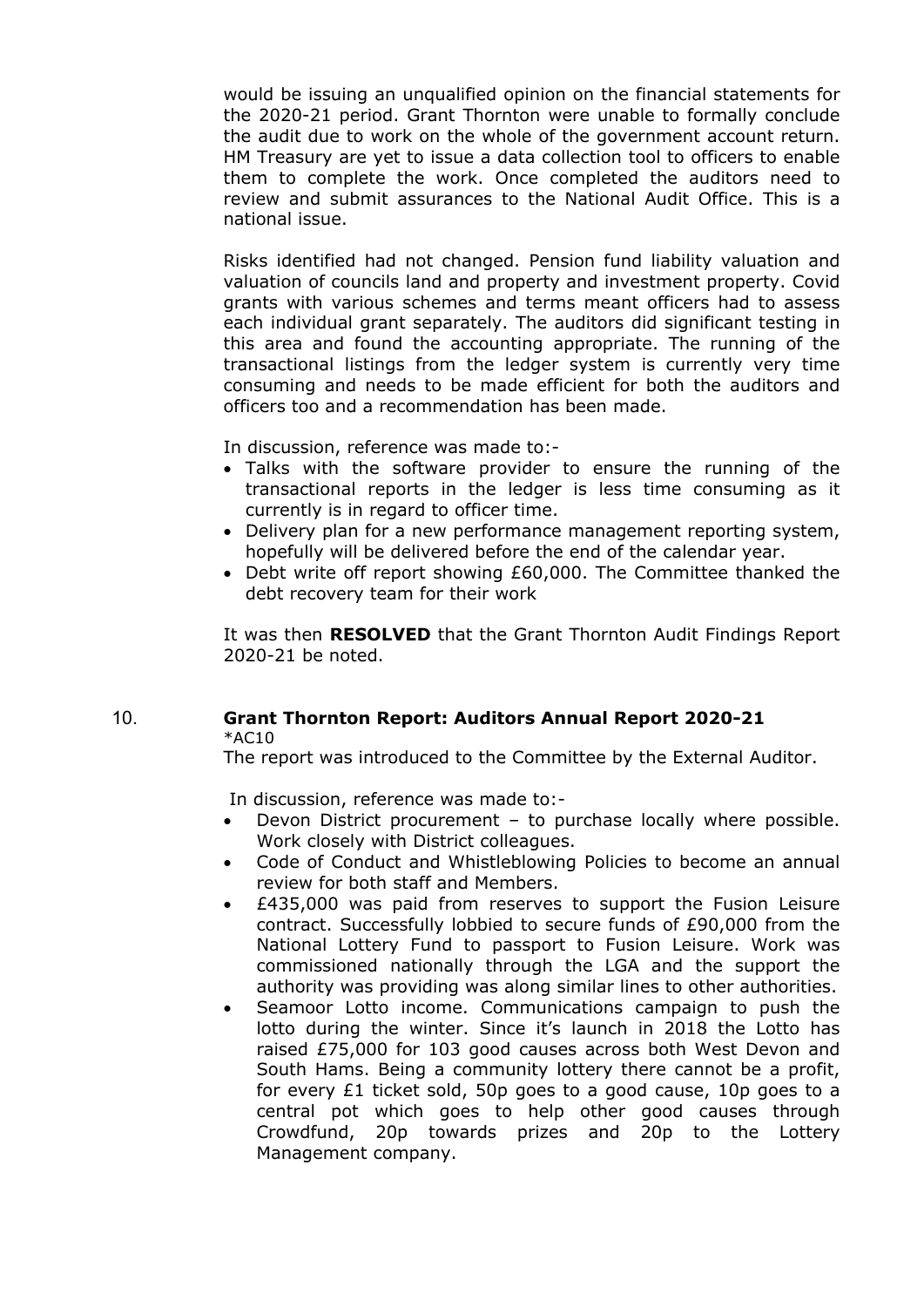would be issuing an unqualified opinion on the financial statements for the 2020-21 period. Grant Thornton were unable to formally conclude the audit due to work on the whole of the government account return. HM Treasury are yet to issue a data collection tool to officers to enable them to complete the work. Once completed the auditors need to review and submit assurances to the National Audit Office. This is a national issue.

Risks identified had not changed. Pension fund liability valuation and valuation of councils land and property and investment property. Covid grants with various schemes and terms meant officers had to assess each individual grant separately. The auditors did significant testing in this area and found the accounting appropriate. The running of the transactional listings from the ledger system is currently very time consuming and needs to be made efficient for both the auditors and officers too and a recommendation has been made.

In discussion, reference was made to:-

- Talks with the software provider to ensure the running of the transactional reports in the ledger is less time consuming as it currently is in regard to officer time.
- Delivery plan for a new performance management reporting system, hopefully will be delivered before the end of the calendar year.
- Debt write off report showing £60,000. The Committee thanked the debt recovery team for their work

It was then **RESOLVED** that the Grant Thornton Audit Findings Report 2020-21 be noted.

10. **Grant Thornton Report: Auditors Annual Report 2020-21**
*AC10

The report was introduced to the Committee by the External Auditor.

In discussion, reference was made to:-

- Devon District procurement – to purchase locally where possible. Work closely with District colleagues.
- Code of Conduct and Whistleblowing Policies to become an annual review for both staff and Members.
- £435,000 was paid from reserves to support the Fusion Leisure contract. Successfully lobbied to secure funds of £90,000 from the National Lottery Fund to passport to Fusion Leisure. Work was commissioned nationally through the LGA and the support the authority was providing was along similar lines to other authorities.
- Seamoor Lotto income. Communications campaign to push the lotto during the winter. Since it's launch in 2018 the Lotto has raised £75,000 for 103 good causes across both West Devon and South Hams. Being a community lottery there cannot be a profit, for every £1 ticket sold, 50p goes to a good cause, 10p goes to a central pot which goes to help other good causes through Crowdfund, 20p towards prizes and 20p to the Lottery Management company.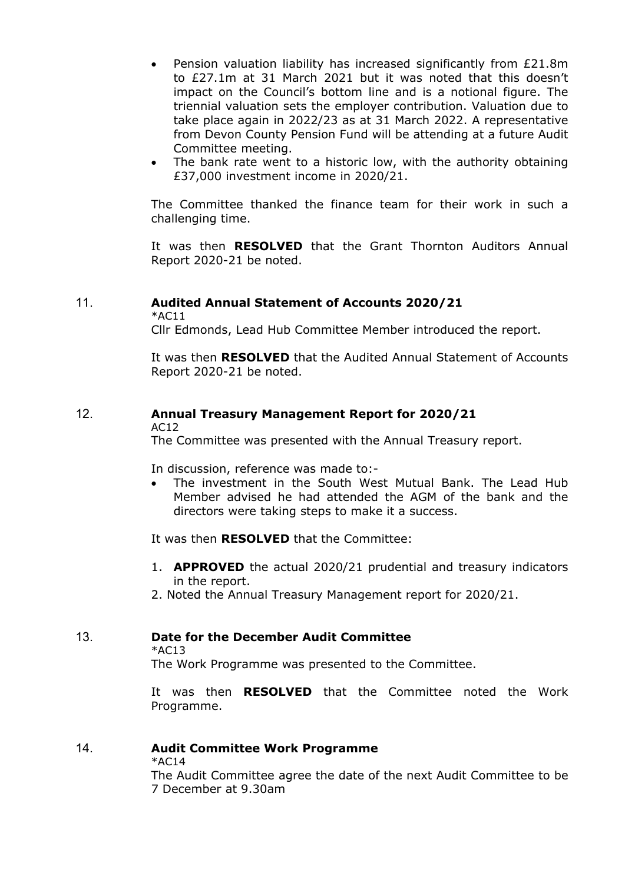- Pension valuation liability has increased significantly from £21.8m to £27.1m at 31 March 2021 but it was noted that this doesn't impact on the Council's bottom line and is a notional figure. The triennial valuation sets the employer contribution. Valuation due to take place again in 2022/23 as at 31 March 2022. A representative from Devon County Pension Fund will be attending at a future Audit Committee meeting.
- The bank rate went to a historic low, with the authority obtaining £37,000 investment income in 2020/21.

The Committee thanked the finance team for their work in such a challenging time.

It was then **RESOLVED** that the Grant Thornton Auditors Annual Report 2020-21 be noted.

## 11. **Audited Annual Statement of Accounts 2020/21**

*AC11

Cllr Edmonds, Lead Hub Committee Member introduced the report.

It was then **RESOLVED** that the Audited Annual Statement of Accounts Report 2020-21 be noted.

## 12. **Annual Treasury Management Report for 2020/21**

AC12

The Committee was presented with the Annual Treasury report.

In discussion, reference was made to:-

- The investment in the South West Mutual Bank. The Lead Hub Member advised he had attended the AGM of the bank and the directors were taking steps to make it a success.

It was then **RESOLVED** that the Committee:

1. **APPROVED** the actual 2020/21 prudential and treasury indicators in the report.
2. Noted the Annual Treasury Management report for 2020/21.

## 13. **Date for the December Audit Committee**

*AC13

The Work Programme was presented to the Committee.

It was then **RESOLVED** that the Committee noted the Work Programme.

## 14. **Audit Committee Work Programme**

*AC14

The Audit Committee agree the date of the next Audit Committee to be 7 December at 9.30am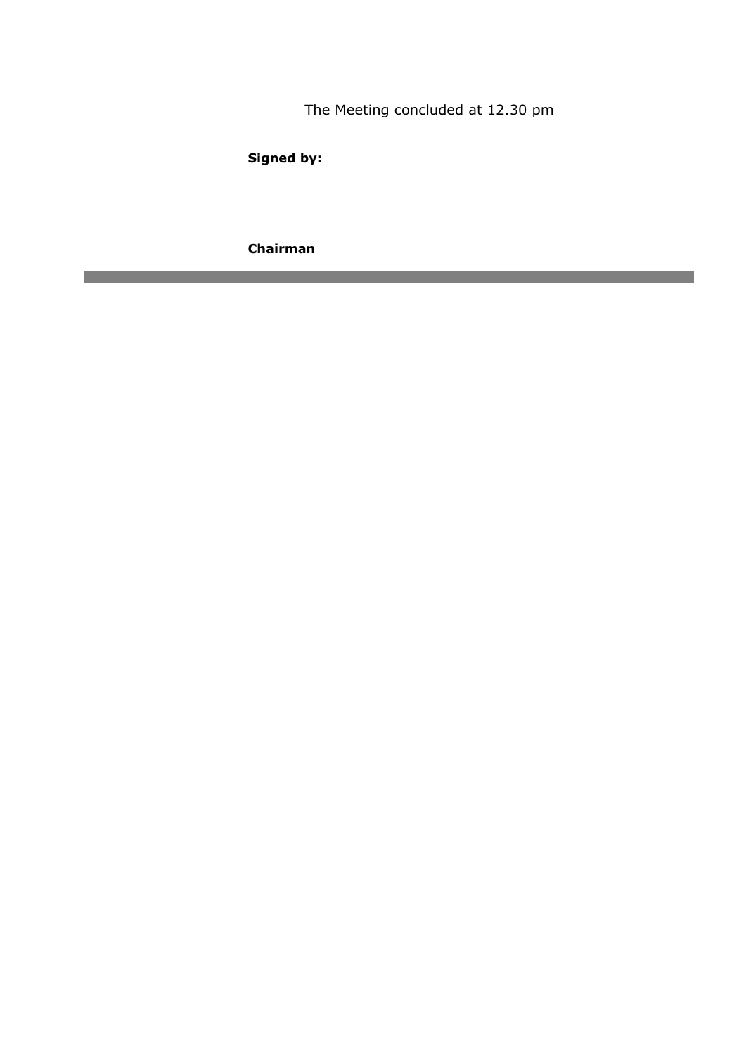The Meeting concluded at 12.30 pm

**Signed by:**

**Chairman**